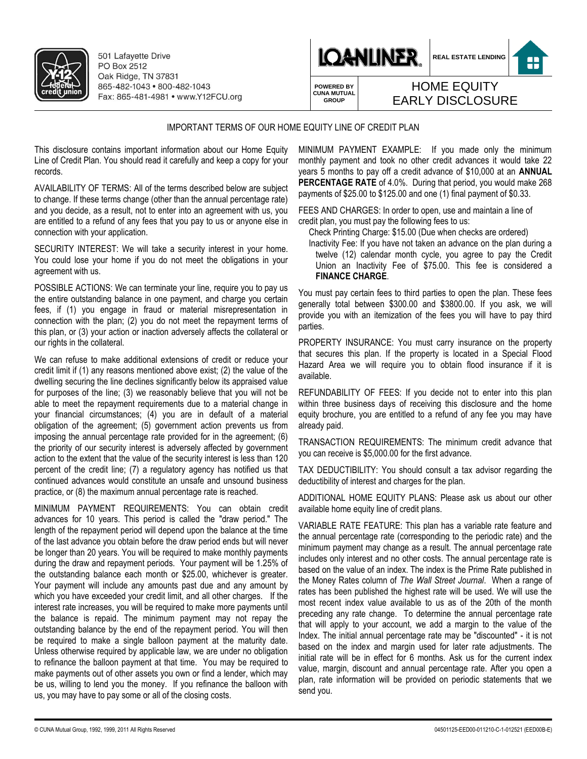501 Lafayette Drive
PO Box 2512
Oak Ridge, TN 37831
865-482-1043 • 800-482-1043
Fax: 865-481-4981 • www.Y12FCU.org

LOANLINER® REAL ESTATE LENDING

POWERED BY CUNA MUTUAL GROUP

# HOME EQUITY EARLY DISCLOSURE

## IMPORTANT TERMS OF OUR HOME EQUITY LINE OF CREDIT PLAN

This disclosure contains important information about our Home Equity Line of Credit Plan. You should read it carefully and keep a copy for your records.

AVAILABILITY OF TERMS: All of the terms described below are subject to change. If these terms change (other than the annual percentage rate) and you decide, as a result, not to enter into an agreement with us, you are entitled to a refund of any fees that you pay to us or anyone else in connection with your application.

SECURITY INTEREST: We will take a security interest in your home. You could lose your home if you do not meet the obligations in your agreement with us.

POSSIBLE ACTIONS: We can terminate your line, require you to pay us the entire outstanding balance in one payment, and charge you certain fees, if (1) you engage in fraud or material misrepresentation in connection with the plan; (2) you do not meet the repayment terms of this plan, or (3) your action or inaction adversely affects the collateral or our rights in the collateral.

We can refuse to make additional extensions of credit or reduce your credit limit if (1) any reasons mentioned above exist; (2) the value of the dwelling securing the line declines significantly below its appraised value for purposes of the line; (3) we reasonably believe that you will not be able to meet the repayment requirements due to a material change in your financial circumstances; (4) you are in default of a material obligation of the agreement; (5) government action prevents us from imposing the annual percentage rate provided for in the agreement; (6) the priority of our security interest is adversely affected by government action to the extent that the value of the security interest is less than 120 percent of the credit line; (7) a regulatory agency has notified us that continued advances would constitute an unsafe and unsound business practice, or (8) the maximum annual percentage rate is reached.

MINIMUM PAYMENT REQUIREMENTS: You can obtain credit advances for 10 years. This period is called the "draw period." The length of the repayment period will depend upon the balance at the time of the last advance you obtain before the draw period ends but will never be longer than 20 years. You will be required to make monthly payments during the draw and repayment periods. Your payment will be 1.25% of the outstanding balance each month or $25.00, whichever is greater. Your payment will include any amounts past due and any amount by which you have exceeded your credit limit, and all other charges. If the interest rate increases, you will be required to make more payments until the balance is repaid. The minimum payment may not repay the outstanding balance by the end of the repayment period. You will then be required to make a single balloon payment at the maturity date. Unless otherwise required by applicable law, we are under no obligation to refinance the balloon payment at that time. You may be required to make payments out of other assets you own or find a lender, which may be us, willing to lend you the money. If you refinance the balloon with us, you may have to pay some or all of the closing costs.

MINIMUM PAYMENT EXAMPLE: If you made only the minimum monthly payment and took no other credit advances it would take 22 years 5 months to pay off a credit advance of $10,000 at an **ANNUAL PERCENTAGE RATE** of 4.0%. During that period, you would make 268 payments of $25.00 to $125.00 and one (1) final payment of $0.33.

FEES AND CHARGES: In order to open, use and maintain a line of credit plan, you must pay the following fees to us:

Check Printing Charge: $15.00 (Due when checks are ordered)

Inactivity Fee: If you have not taken an advance on the plan during a twelve (12) calendar month cycle, you agree to pay the Credit Union an Inactivity Fee of $75.00. This fee is considered a **FINANCE CHARGE**.

You must pay certain fees to third parties to open the plan. These fees generally total between $300.00 and $3800.00. If you ask, we will provide you with an itemization of the fees you will have to pay third parties.

PROPERTY INSURANCE: You must carry insurance on the property that secures this plan. If the property is located in a Special Flood Hazard Area we will require you to obtain flood insurance if it is available.

REFUNDABILITY OF FEES: If you decide not to enter into this plan within three business days of receiving this disclosure and the home equity brochure, you are entitled to a refund of any fee you may have already paid.

TRANSACTION REQUIREMENTS: The minimum credit advance that you can receive is $5,000.00 for the first advance.

TAX DEDUCTIBILITY: You should consult a tax advisor regarding the deductibility of interest and charges for the plan.

ADDITIONAL HOME EQUITY PLANS: Please ask us about our other available home equity line of credit plans.

VARIABLE RATE FEATURE: This plan has a variable rate feature and the annual percentage rate (corresponding to the periodic rate) and the minimum payment may change as a result. The annual percentage rate includes only interest and no other costs. The annual percentage rate is based on the value of an index. The index is the Prime Rate published in the Money Rates column of *The Wall Street Journal*. When a range of rates has been published the highest rate will be used. We will use the most recent index value available to us as of the 20th of the month preceding any rate change. To determine the annual percentage rate that will apply to your account, we add a margin to the value of the Index. The initial annual percentage rate may be "discounted" - it is not based on the index and margin used for later rate adjustments. The initial rate will be in effect for 6 months. Ask us for the current index value, margin, discount and annual percentage rate. After you open a plan, rate information will be provided on periodic statements that we send you.

© CUNA Mutual Group, 1992, 1999, 2011 All Rights Reserved 04501125-EED00-011210-C-1-012521 (EED00B-E)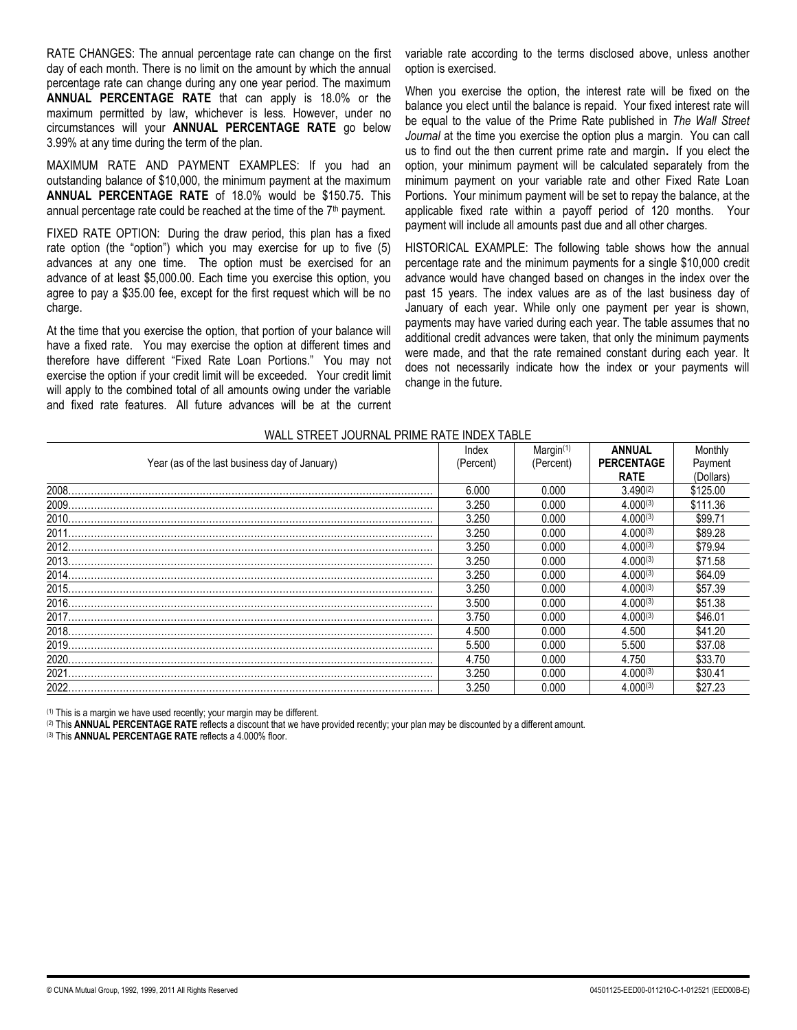RATE CHANGES: The annual percentage rate can change on the first day of each month. There is no limit on the amount by which the annual percentage rate can change during any one year period. The maximum **ANNUAL PERCENTAGE RATE** that can apply is 18.0% or the maximum permitted by law, whichever is less. However, under no circumstances will your **ANNUAL PERCENTAGE RATE** go below 3.99% at any time during the term of the plan.

MAXIMUM RATE AND PAYMENT EXAMPLES: If you had an outstanding balance of $10,000, the minimum payment at the maximum **ANNUAL PERCENTAGE RATE** of 18.0% would be $150.75. This annual percentage rate could be reached at the time of the 7th payment.

FIXED RATE OPTION: During the draw period, this plan has a fixed rate option (the "option") which you may exercise for up to five (5) advances at any one time. The option must be exercised for an advance of at least $5,000.00. Each time you exercise this option, you agree to pay a $35.00 fee, except for the first request which will be no charge.

At the time that you exercise the option, that portion of your balance will have a fixed rate. You may exercise the option at different times and therefore have different "Fixed Rate Loan Portions." You may not exercise the option if your credit limit will be exceeded. Your credit limit will apply to the combined total of all amounts owing under the variable and fixed rate features. All future advances will be at the current variable rate according to the terms disclosed above, unless another option is exercised.

When you exercise the option, the interest rate will be fixed on the balance you elect until the balance is repaid. Your fixed interest rate will be equal to the value of the Prime Rate published in *The Wall Street Journal* at the time you exercise the option plus a margin. You can call us to find out the then current prime rate and margin**.** If you elect the option, your minimum payment will be calculated separately from the minimum payment on your variable rate and other Fixed Rate Loan Portions. Your minimum payment will be set to repay the balance, at the applicable fixed rate within a payoff period of 120 months. Your payment will include all amounts past due and all other charges.

HISTORICAL EXAMPLE: The following table shows how the annual percentage rate and the minimum payments for a single $10,000 credit advance would have changed based on changes in the index over the past 15 years. The index values are as of the last business day of January of each year. While only one payment per year is shown, payments may have varied during each year. The table assumes that no additional credit advances were taken, that only the minimum payments were made, and that the rate remained constant during each year. It does not necessarily indicate how the index or your payments will change in the future.

WALL STREET JOURNAL PRIME RATE INDEX TABLE

| Year (as of the last business day of January) | Index (Percent) | Margin[1] (Percent) | **ANNUAL PERCENTAGE RATE** | Monthly Payment (Dollars) |
|---|---|---|---|---|
| 2008 | 6.000 | 0.000 | 3.490[2] | $125.00 |
| 2009 | 3.250 | 0.000 | 4.000[3] | $111.36 |
| 2010 | 3.250 | 0.000 | 4.000[3] | $99.71 |
| 2011 | 3.250 | 0.000 | 4.000[3] | $89.28 |
| 2012 | 3.250 | 0.000 | 4.000[3] | $79.94 |
| 2013 | 3.250 | 0.000 | 4.000[3] | $71.58 |
| 2014 | 3.250 | 0.000 | 4.000[3] | $64.09 |
| 2015 | 3.250 | 0.000 | 4.000[3] | $57.39 |
| 2016 | 3.500 | 0.000 | 4.000[3] | $51.38 |
| 2017 | 3.750 | 0.000 | 4.000[3] | $46.01 |
| 2018 | 4.500 | 0.000 | 4.500 | $41.20 |
| 2019 | 5.500 | 0.000 | 5.500 | $37.08 |
| 2020 | 4.750 | 0.000 | 4.750 | $33.70 |
| 2021 | 3.250 | 0.000 | 4.000[3] | $30.41 |
| 2022 | 3.250 | 0.000 | 4.000[3] | $27.23 |

[1] This is a margin we have used recently; your margin may be different.

[2] This **ANNUAL PERCENTAGE RATE** reflects a discount that we have provided recently; your plan may be discounted by a different amount.

[3] This **ANNUAL PERCENTAGE RATE** reflects a 4.000% floor.

© CUNA Mutual Group, 1992, 1999, 2011 All Rights Reserved

04501125-EED00-011210-C-1-012521 (EED00B-E)